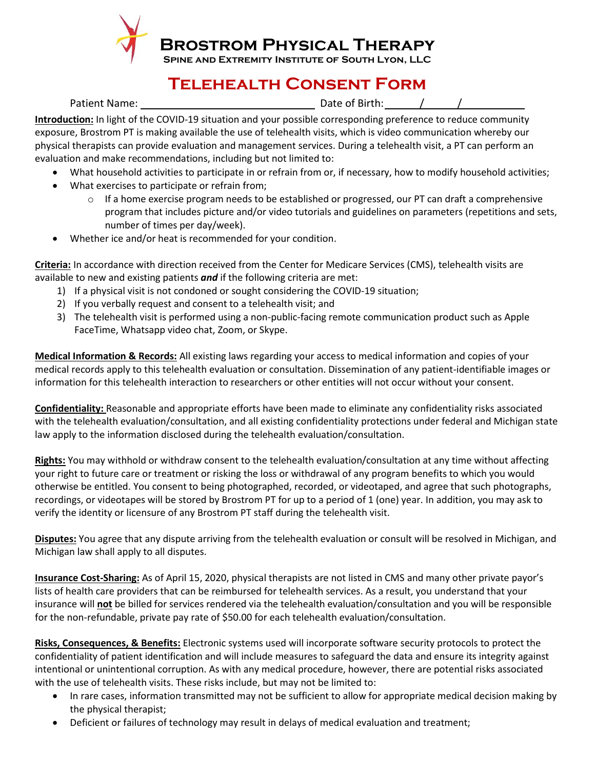# Brostrom Physical Therapy

**Spine and Extremity Institute of South Lyon, LLC**

## Telehealth Consent Form

Patient Name: ______________________________ Date of Birth: ______/______/__________

**Introduction:** In light of the COVID-19 situation and your possible corresponding preference to reduce community exposure, Brostrom PT is making available the use of telehealth visits, which is video communication whereby our physical therapists can provide evaluation and management services. During a telehealth visit, a PT can perform an evaluation and make recommendations, including but not limited to:

- What household activities to participate in or refrain from or, if necessary, how to modify household activities;
- What exercises to participate or refrain from;
  - If a home exercise program needs to be established or progressed, our PT can draft a comprehensive program that includes picture and/or video tutorials and guidelines on parameters (repetitions and sets, number of times per day/week).
- Whether ice and/or heat is recommended for your condition.

**Criteria:** In accordance with direction received from the Center for Medicare Services (CMS), telehealth visits are available to new and existing patients ***and*** if the following criteria are met:

1) If a physical visit is not condoned or sought considering the COVID-19 situation;
2) If you verbally request and consent to a telehealth visit; and
3) The telehealth visit is performed using a non-public-facing remote communication product such as Apple FaceTime, Whatsapp video chat, Zoom, or Skype.

**Medical Information & Records:** All existing laws regarding your access to medical information and copies of your medical records apply to this telehealth evaluation or consultation. Dissemination of any patient-identifiable images or information for this telehealth interaction to researchers or other entities will not occur without your consent.

**Confidentiality:** Reasonable and appropriate efforts have been made to eliminate any confidentiality risks associated with the telehealth evaluation/consultation, and all existing confidentiality protections under federal and Michigan state law apply to the information disclosed during the telehealth evaluation/consultation.

**Rights:** You may withhold or withdraw consent to the telehealth evaluation/consultation at any time without affecting your right to future care or treatment or risking the loss or withdrawal of any program benefits to which you would otherwise be entitled. You consent to being photographed, recorded, or videotaped, and agree that such photographs, recordings, or videotapes will be stored by Brostrom PT for up to a period of 1 (one) year. In addition, you may ask to verify the identity or licensure of any Brostrom PT staff during the telehealth visit.

**Disputes:** You agree that any dispute arriving from the telehealth evaluation or consult will be resolved in Michigan, and Michigan law shall apply to all disputes.

**Insurance Cost-Sharing:** As of April 15, 2020, physical therapists are not listed in CMS and many other private payor's lists of health care providers that can be reimbursed for telehealth services. As a result, you understand that your insurance will **not** be billed for services rendered via the telehealth evaluation/consultation and you will be responsible for the non-refundable, private pay rate of $50.00 for each telehealth evaluation/consultation.

**Risks, Consequences, & Benefits:** Electronic systems used will incorporate software security protocols to protect the confidentiality of patient identification and will include measures to safeguard the data and ensure its integrity against intentional or unintentional corruption. As with any medical procedure, however, there are potential risks associated with the use of telehealth visits. These risks include, but may not be limited to:

- In rare cases, information transmitted may not be sufficient to allow for appropriate medical decision making by the physical therapist;
- Deficient or failures of technology may result in delays of medical evaluation and treatment;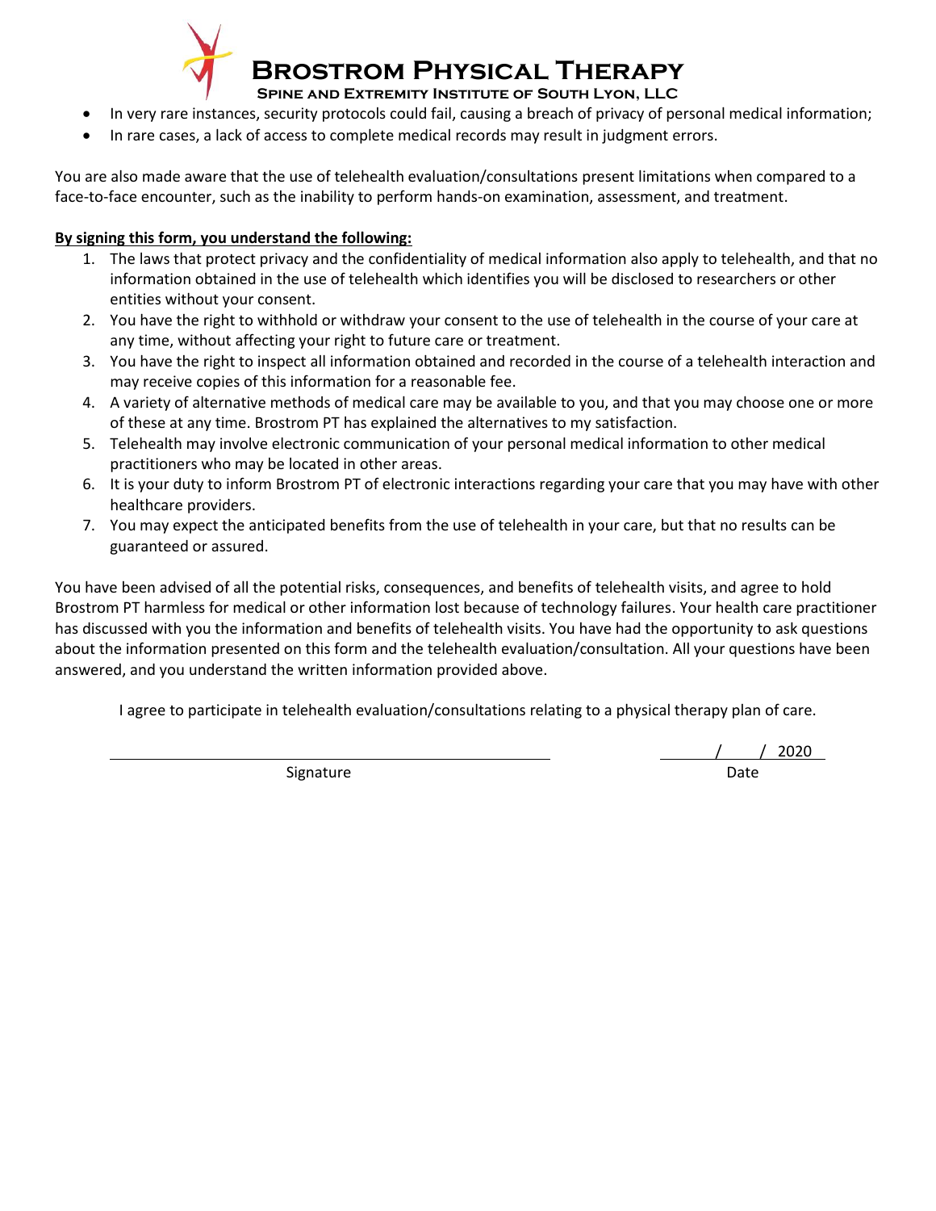- In very rare instances, security protocols could fail, causing a breach of privacy of personal medical information;
- In rare cases, a lack of access to complete medical records may result in judgment errors.

You are also made aware that the use of telehealth evaluation/consultations present limitations when compared to a face-to-face encounter, such as the inability to perform hands-on examination, assessment, and treatment.

**By signing this form, you understand the following:**

1. The laws that protect privacy and the confidentiality of medical information also apply to telehealth, and that no information obtained in the use of telehealth which identifies you will be disclosed to researchers or other entities without your consent.
2. You have the right to withhold or withdraw your consent to the use of telehealth in the course of your care at any time, without affecting your right to future care or treatment.
3. You have the right to inspect all information obtained and recorded in the course of a telehealth interaction and may receive copies of this information for a reasonable fee.
4. A variety of alternative methods of medical care may be available to you, and that you may choose one or more of these at any time. Brostrom PT has explained the alternatives to my satisfaction.
5. Telehealth may involve electronic communication of your personal medical information to other medical practitioners who may be located in other areas.
6. It is your duty to inform Brostrom PT of electronic interactions regarding your care that you may have with other healthcare providers.
7. You may expect the anticipated benefits from the use of telehealth in your care, but that no results can be guaranteed or assured.

You have been advised of all the potential risks, consequences, and benefits of telehealth visits, and agree to hold Brostrom PT harmless for medical or other information lost because of technology failures. Your health care practitioner has discussed with you the information and benefits of telehealth visits. You have had the opportunity to ask questions about the information presented on this form and the telehealth evaluation/consultation. All your questions have been answered, and you understand the written information provided above.

I agree to participate in telehealth evaluation/consultations relating to a physical therapy plan of care.

_______________________________________ &nbsp;&nbsp;&nbsp;&nbsp; ____/____/ 2020

Signature &nbsp;&nbsp;&nbsp;&nbsp; Date